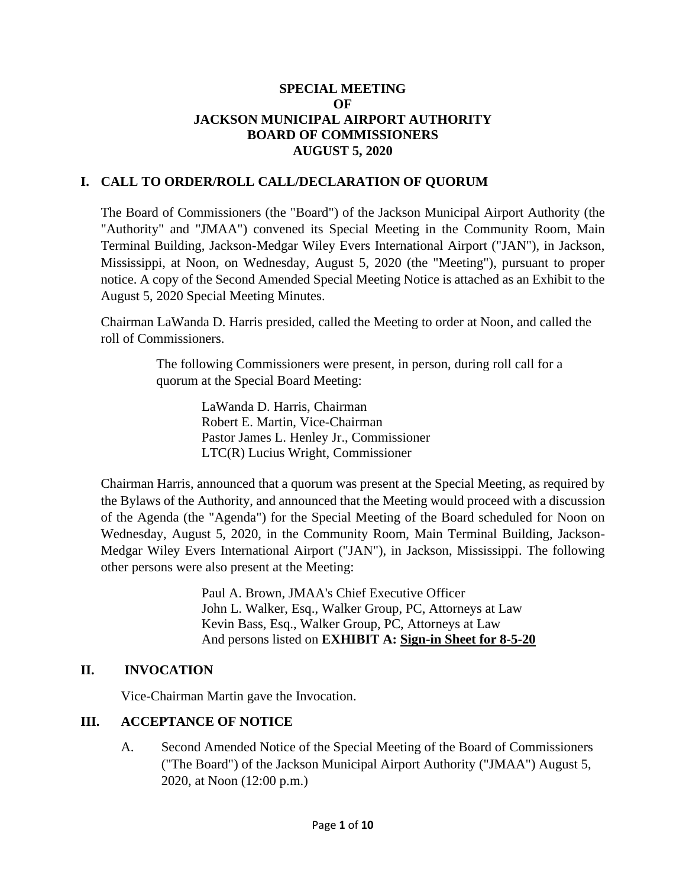# SPECIAL MEETING OF JACKSON MUNICIPAL AIRPORT AUTHORITY BOARD OF COMMISSIONERS AUGUST 5, 2020

## I. CALL TO ORDER/ROLL CALL/DECLARATION OF QUORUM

The Board of Commissioners (the "Board") of the Jackson Municipal Airport Authority (the "Authority" and "JMAA") convened its Special Meeting in the Community Room, Main Terminal Building, Jackson-Medgar Wiley Evers International Airport ("JAN"), in Jackson, Mississippi, at Noon, on Wednesday, August 5, 2020 (the "Meeting"), pursuant to proper notice. A copy of the Second Amended Special Meeting Notice is attached as an Exhibit to the August 5, 2020 Special Meeting Minutes.

Chairman LaWanda D. Harris presided, called the Meeting to order at Noon, and called the roll of Commissioners.

The following Commissioners were present, in person, during roll call for a quorum at the Special Board Meeting:

LaWanda D. Harris, Chairman
Robert E. Martin, Vice-Chairman
Pastor James L. Henley Jr., Commissioner
LTC(R) Lucius Wright, Commissioner

Chairman Harris, announced that a quorum was present at the Special Meeting, as required by the Bylaws of the Authority, and announced that the Meeting would proceed with a discussion of the Agenda (the "Agenda") for the Special Meeting of the Board scheduled for Noon on Wednesday, August 5, 2020, in the Community Room, Main Terminal Building, Jackson-Medgar Wiley Evers International Airport ("JAN"), in Jackson, Mississippi. The following other persons were also present at the Meeting:

Paul A. Brown, JMAA's Chief Executive Officer
John L. Walker, Esq., Walker Group, PC, Attorneys at Law
Kevin Bass, Esq., Walker Group, PC, Attorneys at Law
And persons listed on **EXHIBIT A: Sign-in Sheet for 8-5-20**

## II. INVOCATION

Vice-Chairman Martin gave the Invocation.

## III. ACCEPTANCE OF NOTICE

A. Second Amended Notice of the Special Meeting of the Board of Commissioners ("The Board") of the Jackson Municipal Airport Authority ("JMAA") August 5, 2020, at Noon (12:00 p.m.)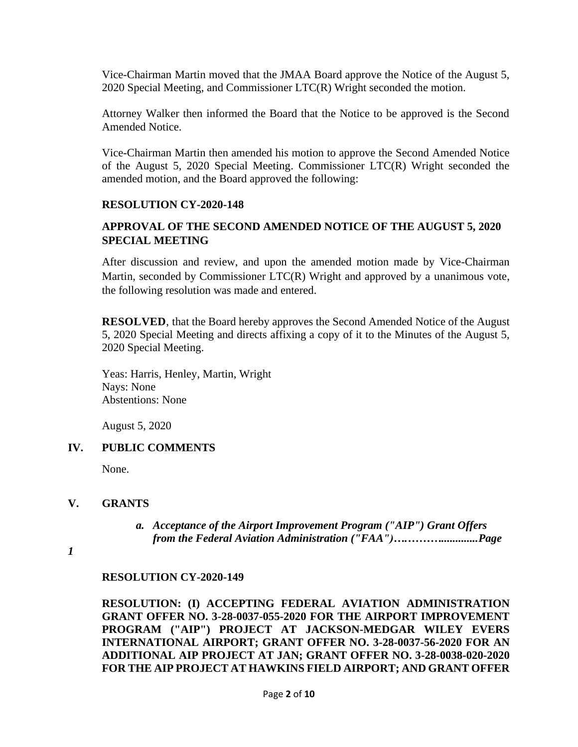Vice-Chairman Martin moved that the JMAA Board approve the Notice of the August 5, 2020 Special Meeting, and Commissioner LTC(R) Wright seconded the motion.

Attorney Walker then informed the Board that the Notice to be approved is the Second Amended Notice.

Vice-Chairman Martin then amended his motion to approve the Second Amended Notice of the August 5, 2020 Special Meeting. Commissioner LTC(R) Wright seconded the amended motion, and the Board approved the following:

**RESOLUTION CY-2020-148**

**APPROVAL OF THE SECOND AMENDED NOTICE OF THE AUGUST 5, 2020 SPECIAL MEETING**

After discussion and review, and upon the amended motion made by Vice-Chairman Martin, seconded by Commissioner LTC(R) Wright and approved by a unanimous vote, the following resolution was made and entered.

**RESOLVED**, that the Board hereby approves the Second Amended Notice of the August 5, 2020 Special Meeting and directs affixing a copy of it to the Minutes of the August 5, 2020 Special Meeting.

Yeas: Harris, Henley, Martin, Wright
Nays: None
Abstentions: None

August 5, 2020

## IV. PUBLIC COMMENTS

None.

## V. GRANTS

*a. **Acceptance of the Airport Improvement Program ("AIP") Grant Offers from the Federal Aviation Administration ("FAA")…………............Page 1***

**RESOLUTION CY-2020-149**

**RESOLUTION: (I) ACCEPTING FEDERAL AVIATION ADMINISTRATION GRANT OFFER NO. 3-28-0037-055-2020 FOR THE AIRPORT IMPROVEMENT PROGRAM ("AIP") PROJECT AT JACKSON-MEDGAR WILEY EVERS INTERNATIONAL AIRPORT; GRANT OFFER NO. 3-28-0037-56-2020 FOR AN ADDITIONAL AIP PROJECT AT JAN; GRANT OFFER NO. 3-28-0038-020-2020 FOR THE AIP PROJECT AT HAWKINS FIELD AIRPORT; AND GRANT OFFER**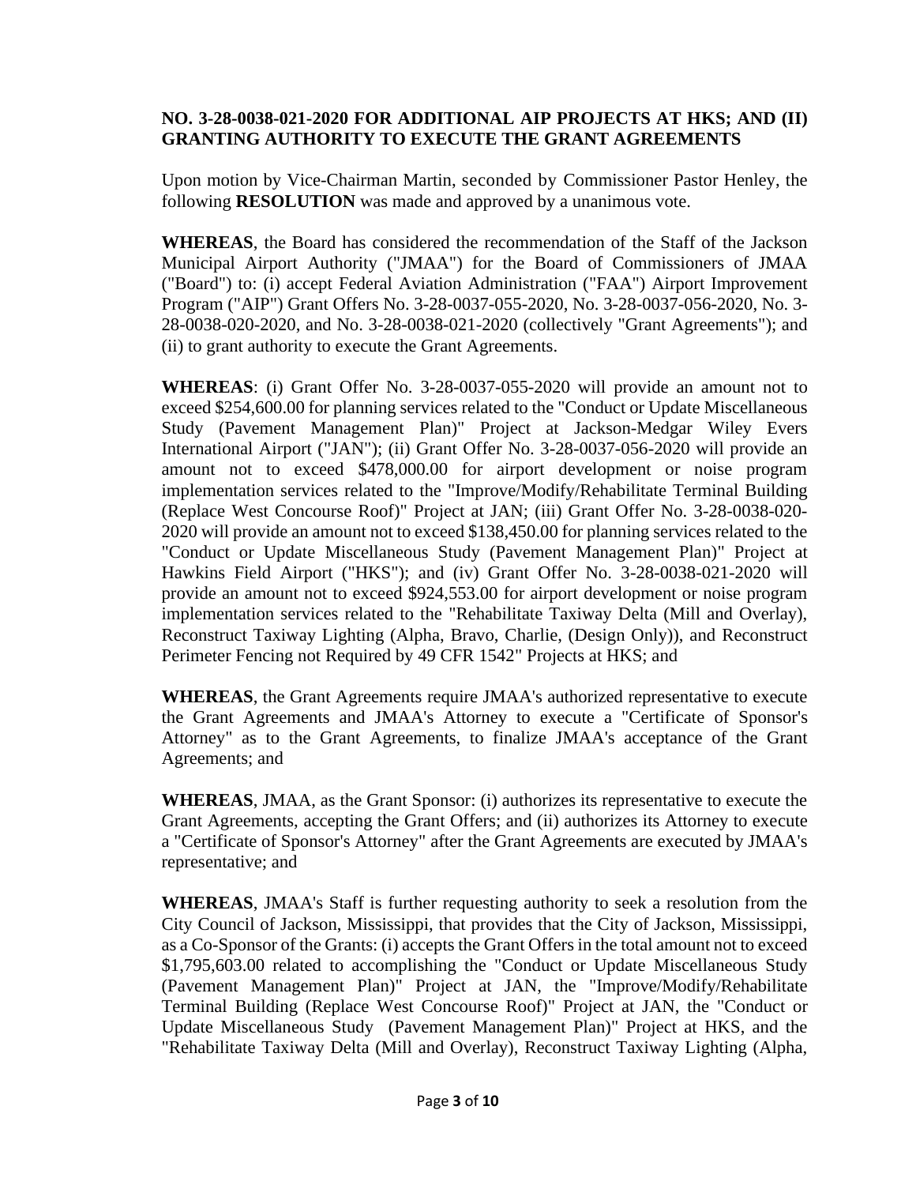**NO. 3-28-0038-021-2020 FOR ADDITIONAL AIP PROJECTS AT HKS; AND (II) GRANTING AUTHORITY TO EXECUTE THE GRANT AGREEMENTS**

Upon motion by Vice-Chairman Martin, seconded by Commissioner Pastor Henley, the following **RESOLUTION** was made and approved by a unanimous vote.

**WHEREAS**, the Board has considered the recommendation of the Staff of the Jackson Municipal Airport Authority ("JMAA") for the Board of Commissioners of JMAA ("Board") to: (i) accept Federal Aviation Administration ("FAA") Airport Improvement Program ("AIP") Grant Offers No. 3-28-0037-055-2020, No. 3-28-0037-056-2020, No. 3-28-0038-020-2020, and No. 3-28-0038-021-2020 (collectively "Grant Agreements"); and (ii) to grant authority to execute the Grant Agreements.

**WHEREAS**: (i) Grant Offer No. 3-28-0037-055-2020 will provide an amount not to exceed $254,600.00 for planning services related to the "Conduct or Update Miscellaneous Study (Pavement Management Plan)" Project at Jackson-Medgar Wiley Evers International Airport ("JAN"); (ii) Grant Offer No. 3-28-0037-056-2020 will provide an amount not to exceed $478,000.00 for airport development or noise program implementation services related to the "Improve/Modify/Rehabilitate Terminal Building (Replace West Concourse Roof)" Project at JAN; (iii) Grant Offer No. 3-28-0038-020-2020 will provide an amount not to exceed $138,450.00 for planning services related to the "Conduct or Update Miscellaneous Study (Pavement Management Plan)" Project at Hawkins Field Airport ("HKS"); and (iv) Grant Offer No. 3-28-0038-021-2020 will provide an amount not to exceed $924,553.00 for airport development or noise program implementation services related to the "Rehabilitate Taxiway Delta (Mill and Overlay), Reconstruct Taxiway Lighting (Alpha, Bravo, Charlie, (Design Only)), and Reconstruct Perimeter Fencing not Required by 49 CFR 1542" Projects at HKS; and

**WHEREAS**, the Grant Agreements require JMAA's authorized representative to execute the Grant Agreements and JMAA's Attorney to execute a "Certificate of Sponsor's Attorney" as to the Grant Agreements, to finalize JMAA's acceptance of the Grant Agreements; and

**WHEREAS**, JMAA, as the Grant Sponsor: (i) authorizes its representative to execute the Grant Agreements, accepting the Grant Offers; and (ii) authorizes its Attorney to execute a "Certificate of Sponsor's Attorney" after the Grant Agreements are executed by JMAA's representative; and

**WHEREAS**, JMAA's Staff is further requesting authority to seek a resolution from the City Council of Jackson, Mississippi, that provides that the City of Jackson, Mississippi, as a Co-Sponsor of the Grants: (i) accepts the Grant Offers in the total amount not to exceed $1,795,603.00 related to accomplishing the "Conduct or Update Miscellaneous Study (Pavement Management Plan)" Project at JAN, the "Improve/Modify/Rehabilitate Terminal Building (Replace West Concourse Roof)" Project at JAN, the "Conduct or Update Miscellaneous Study (Pavement Management Plan)" Project at HKS, and the "Rehabilitate Taxiway Delta (Mill and Overlay), Reconstruct Taxiway Lighting (Alpha,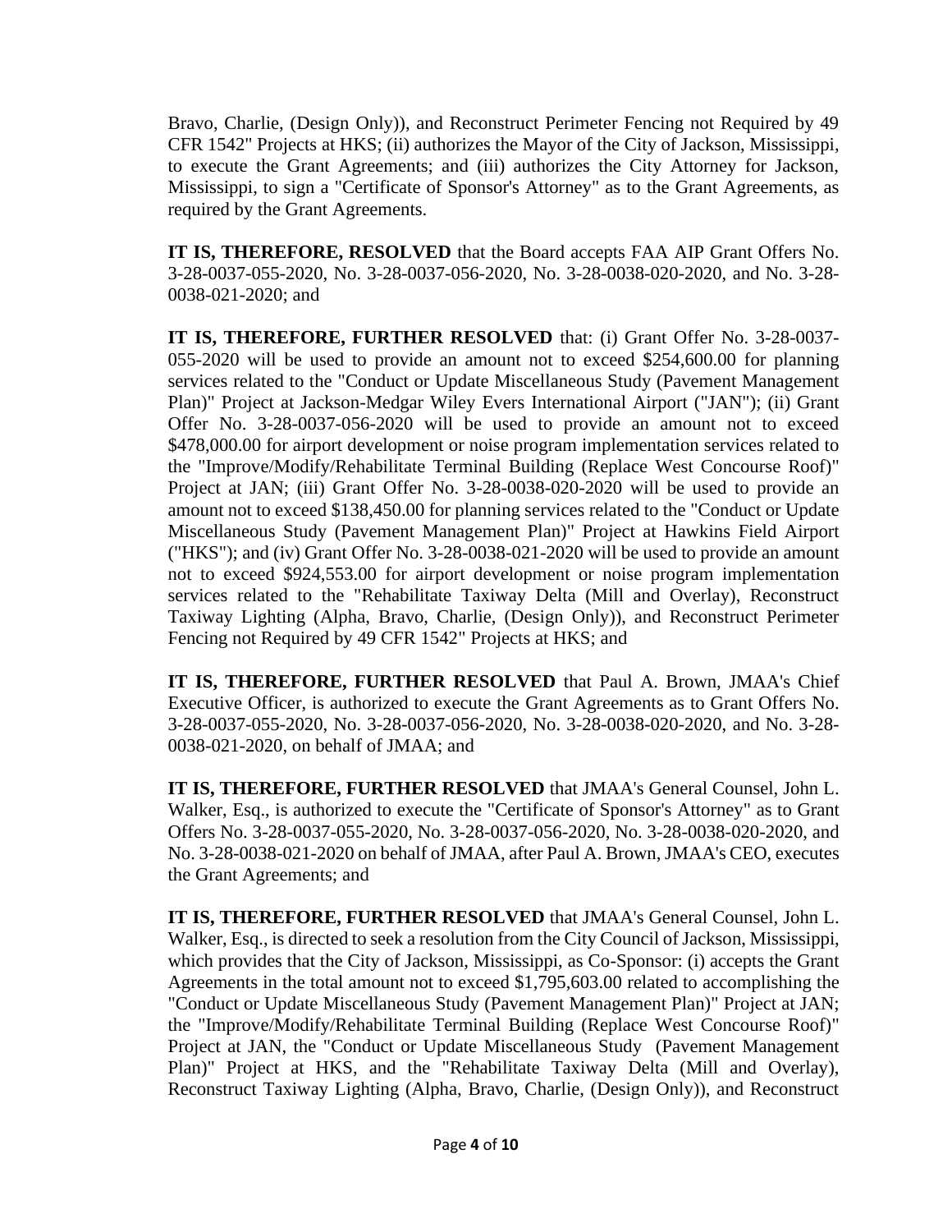Bravo, Charlie, (Design Only)), and Reconstruct Perimeter Fencing not Required by 49 CFR 1542" Projects at HKS; (ii) authorizes the Mayor of the City of Jackson, Mississippi, to execute the Grant Agreements; and (iii) authorizes the City Attorney for Jackson, Mississippi, to sign a "Certificate of Sponsor's Attorney" as to the Grant Agreements, as required by the Grant Agreements.

**IT IS, THEREFORE, RESOLVED** that the Board accepts FAA AIP Grant Offers No. 3-28-0037-055-2020, No. 3-28-0037-056-2020, No. 3-28-0038-020-2020, and No. 3-28-0038-021-2020; and

**IT IS, THEREFORE, FURTHER RESOLVED** that: (i) Grant Offer No. 3-28-0037-055-2020 will be used to provide an amount not to exceed $254,600.00 for planning services related to the "Conduct or Update Miscellaneous Study (Pavement Management Plan)" Project at Jackson-Medgar Wiley Evers International Airport ("JAN"); (ii) Grant Offer No. 3-28-0037-056-2020 will be used to provide an amount not to exceed $478,000.00 for airport development or noise program implementation services related to the "Improve/Modify/Rehabilitate Terminal Building (Replace West Concourse Roof)" Project at JAN; (iii) Grant Offer No. 3-28-0038-020-2020 will be used to provide an amount not to exceed $138,450.00 for planning services related to the "Conduct or Update Miscellaneous Study (Pavement Management Plan)" Project at Hawkins Field Airport ("HKS"); and (iv) Grant Offer No. 3-28-0038-021-2020 will be used to provide an amount not to exceed $924,553.00 for airport development or noise program implementation services related to the "Rehabilitate Taxiway Delta (Mill and Overlay), Reconstruct Taxiway Lighting (Alpha, Bravo, Charlie, (Design Only)), and Reconstruct Perimeter Fencing not Required by 49 CFR 1542" Projects at HKS; and

**IT IS, THEREFORE, FURTHER RESOLVED** that Paul A. Brown, JMAA's Chief Executive Officer, is authorized to execute the Grant Agreements as to Grant Offers No. 3-28-0037-055-2020, No. 3-28-0037-056-2020, No. 3-28-0038-020-2020, and No. 3-28-0038-021-2020, on behalf of JMAA; and

**IT IS, THEREFORE, FURTHER RESOLVED** that JMAA's General Counsel, John L. Walker, Esq., is authorized to execute the "Certificate of Sponsor's Attorney" as to Grant Offers No. 3-28-0037-055-2020, No. 3-28-0037-056-2020, No. 3-28-0038-020-2020, and No. 3-28-0038-021-2020 on behalf of JMAA, after Paul A. Brown, JMAA's CEO, executes the Grant Agreements; and

**IT IS, THEREFORE, FURTHER RESOLVED** that JMAA's General Counsel, John L. Walker, Esq., is directed to seek a resolution from the City Council of Jackson, Mississippi, which provides that the City of Jackson, Mississippi, as Co-Sponsor: (i) accepts the Grant Agreements in the total amount not to exceed $1,795,603.00 related to accomplishing the "Conduct or Update Miscellaneous Study (Pavement Management Plan)" Project at JAN; the "Improve/Modify/Rehabilitate Terminal Building (Replace West Concourse Roof)" Project at JAN, the "Conduct or Update Miscellaneous Study (Pavement Management Plan)" Project at HKS, and the "Rehabilitate Taxiway Delta (Mill and Overlay), Reconstruct Taxiway Lighting (Alpha, Bravo, Charlie, (Design Only)), and Reconstruct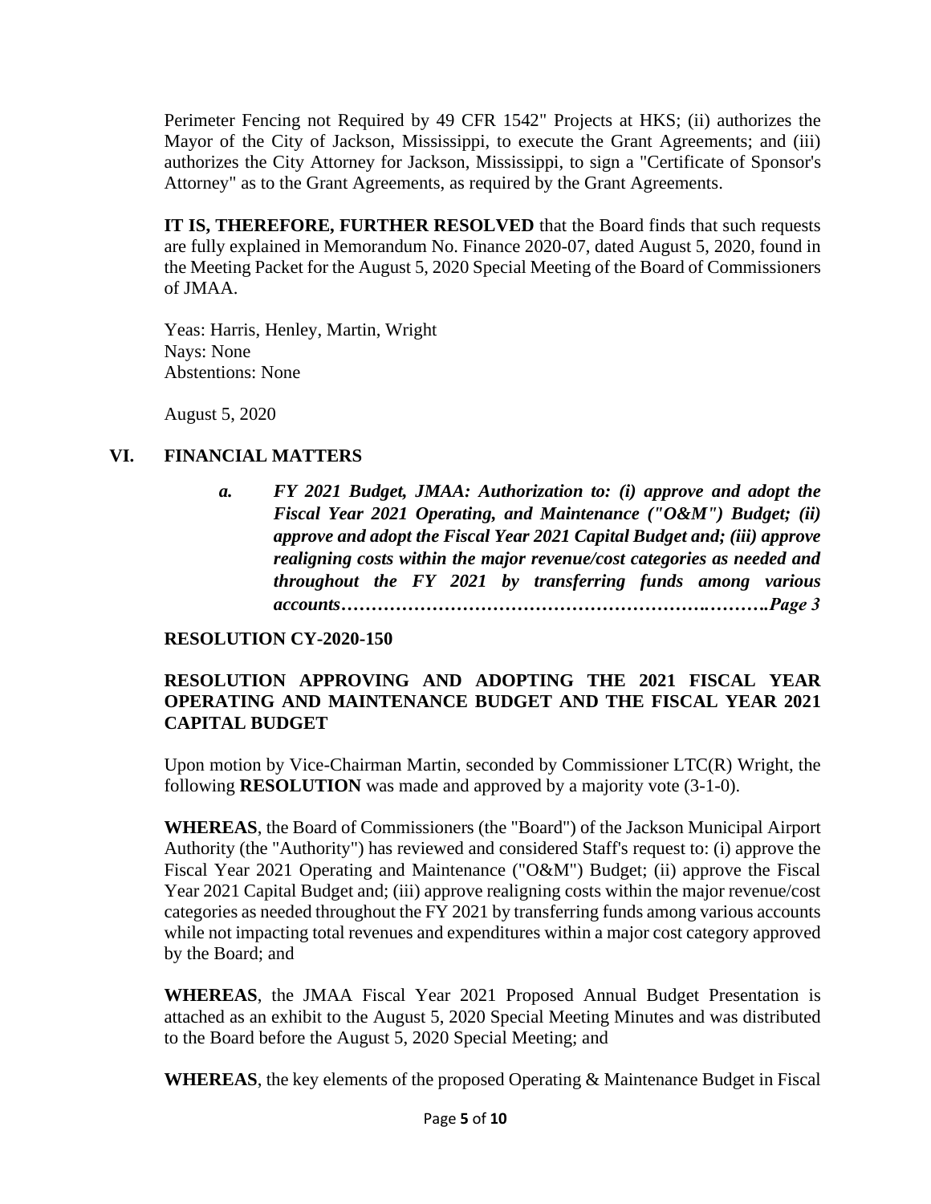Perimeter Fencing not Required by 49 CFR 1542" Projects at HKS; (ii) authorizes the Mayor of the City of Jackson, Mississippi, to execute the Grant Agreements; and (iii) authorizes the City Attorney for Jackson, Mississippi, to sign a "Certificate of Sponsor's Attorney" as to the Grant Agreements, as required by the Grant Agreements.

**IT IS, THEREFORE, FURTHER RESOLVED** that the Board finds that such requests are fully explained in Memorandum No. Finance 2020-07, dated August 5, 2020, found in the Meeting Packet for the August 5, 2020 Special Meeting of the Board of Commissioners of JMAA.

Yeas: Harris, Henley, Martin, Wright
Nays: None
Abstentions: None

August 5, 2020

## VI. FINANCIAL MATTERS

***a. FY 2021 Budget, JMAA: Authorization to: (i) approve and adopt the Fiscal Year 2021 Operating, and Maintenance ("O&M") Budget; (ii) approve and adopt the Fiscal Year 2021 Capital Budget and; (iii) approve realigning costs within the major revenue/cost categories as needed and throughout the FY 2021 by transferring funds among various accounts…………………………………………………….……….Page 3***

**RESOLUTION CY-2020-150**

**RESOLUTION APPROVING AND ADOPTING THE 2021 FISCAL YEAR OPERATING AND MAINTENANCE BUDGET AND THE FISCAL YEAR 2021 CAPITAL BUDGET**

Upon motion by Vice-Chairman Martin, seconded by Commissioner LTC(R) Wright, the following **RESOLUTION** was made and approved by a majority vote (3-1-0).

**WHEREAS**, the Board of Commissioners (the "Board") of the Jackson Municipal Airport Authority (the "Authority") has reviewed and considered Staff's request to: (i) approve the Fiscal Year 2021 Operating and Maintenance ("O&M") Budget; (ii) approve the Fiscal Year 2021 Capital Budget and; (iii) approve realigning costs within the major revenue/cost categories as needed throughout the FY 2021 by transferring funds among various accounts while not impacting total revenues and expenditures within a major cost category approved by the Board; and

**WHEREAS**, the JMAA Fiscal Year 2021 Proposed Annual Budget Presentation is attached as an exhibit to the August 5, 2020 Special Meeting Minutes and was distributed to the Board before the August 5, 2020 Special Meeting; and

**WHEREAS**, the key elements of the proposed Operating & Maintenance Budget in Fiscal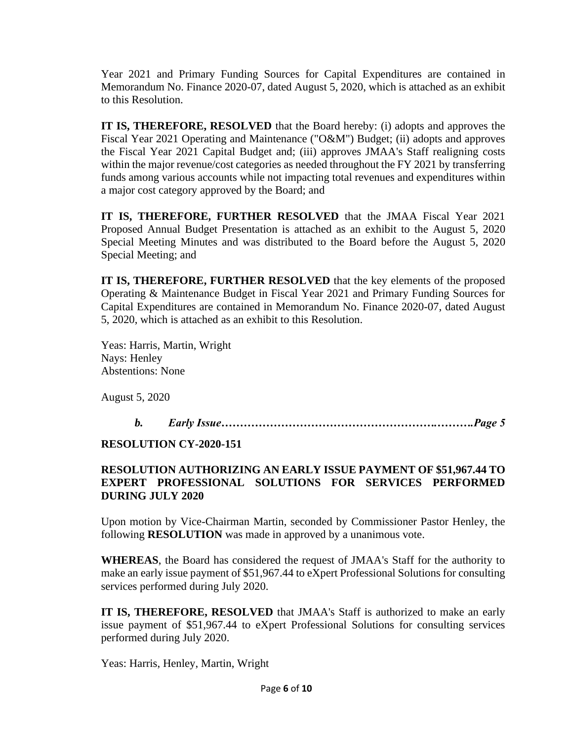Year 2021 and Primary Funding Sources for Capital Expenditures are contained in Memorandum No. Finance 2020-07, dated August 5, 2020, which is attached as an exhibit to this Resolution.

**IT IS, THEREFORE, RESOLVED** that the Board hereby: (i) adopts and approves the Fiscal Year 2021 Operating and Maintenance ("O&M") Budget; (ii) adopts and approves the Fiscal Year 2021 Capital Budget and; (iii) approves JMAA's Staff realigning costs within the major revenue/cost categories as needed throughout the FY 2021 by transferring funds among various accounts while not impacting total revenues and expenditures within a major cost category approved by the Board; and

**IT IS, THEREFORE, FURTHER RESOLVED** that the JMAA Fiscal Year 2021 Proposed Annual Budget Presentation is attached as an exhibit to the August 5, 2020 Special Meeting Minutes and was distributed to the Board before the August 5, 2020 Special Meeting; and

**IT IS, THEREFORE, FURTHER RESOLVED** that the key elements of the proposed Operating & Maintenance Budget in Fiscal Year 2021 and Primary Funding Sources for Capital Expenditures are contained in Memorandum No. Finance 2020-07, dated August 5, 2020, which is attached as an exhibit to this Resolution.

Yeas: Harris, Martin, Wright
Nays: Henley
Abstentions: None

August 5, 2020

***b. Early Issue……………………………………………….……….Page 5***

**RESOLUTION CY-2020-151**

**RESOLUTION AUTHORIZING AN EARLY ISSUE PAYMENT OF $51,967.44 TO EXPERT PROFESSIONAL SOLUTIONS FOR SERVICES PERFORMED DURING JULY 2020**

Upon motion by Vice-Chairman Martin, seconded by Commissioner Pastor Henley, the following **RESOLUTION** was made in approved by a unanimous vote.

**WHEREAS**, the Board has considered the request of JMAA's Staff for the authority to make an early issue payment of $51,967.44 to eXpert Professional Solutions for consulting services performed during July 2020.

**IT IS, THEREFORE, RESOLVED** that JMAA's Staff is authorized to make an early issue payment of $51,967.44 to eXpert Professional Solutions for consulting services performed during July 2020.

Yeas: Harris, Henley, Martin, Wright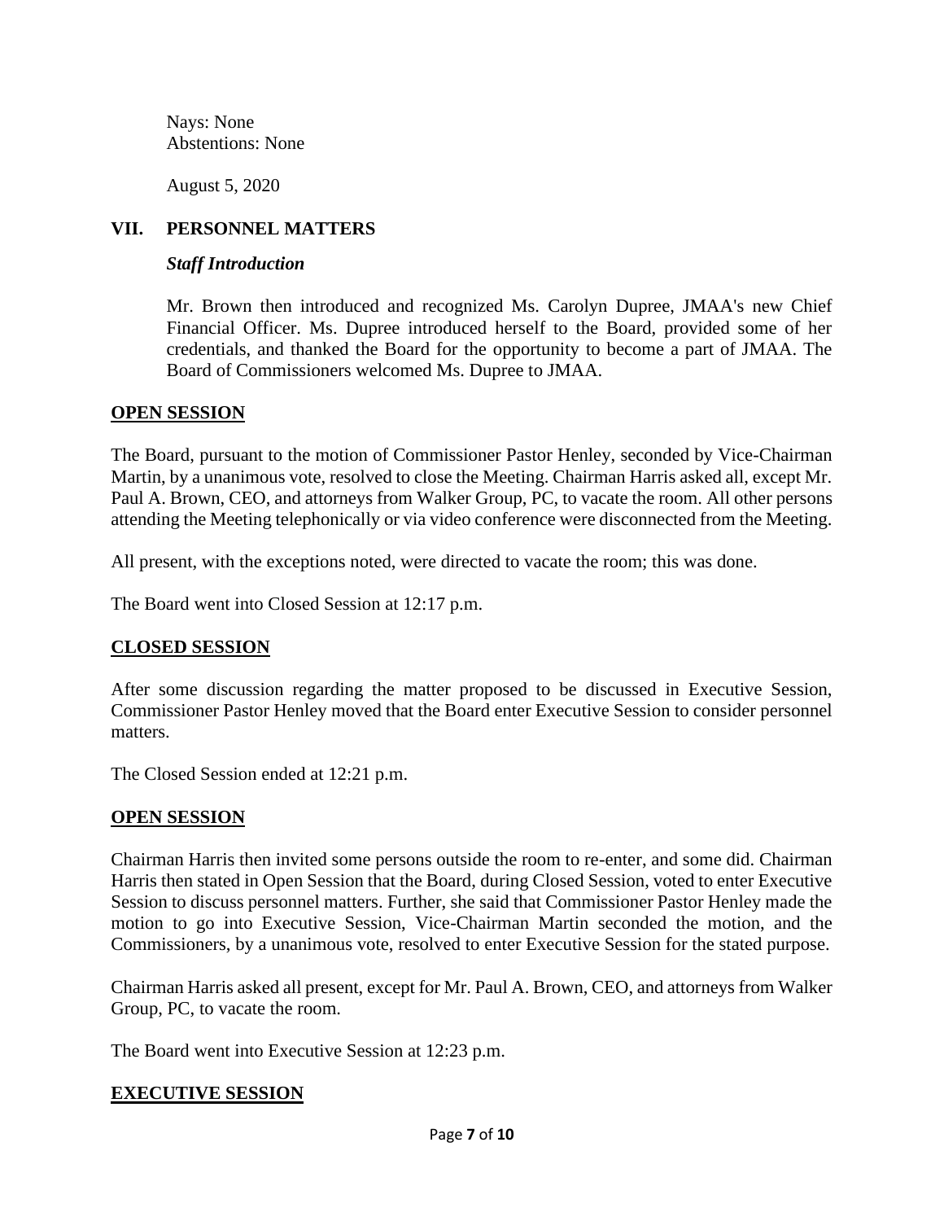Nays: None
Abstentions: None

August 5, 2020

## VII. PERSONNEL MATTERS

### *Staff Introduction*

Mr. Brown then introduced and recognized Ms. Carolyn Dupree, JMAA's new Chief Financial Officer. Ms. Dupree introduced herself to the Board, provided some of her credentials, and thanked the Board for the opportunity to become a part of JMAA. The Board of Commissioners welcomed Ms. Dupree to JMAA.

## OPEN SESSION

The Board, pursuant to the motion of Commissioner Pastor Henley, seconded by Vice-Chairman Martin, by a unanimous vote, resolved to close the Meeting. Chairman Harris asked all, except Mr. Paul A. Brown, CEO, and attorneys from Walker Group, PC, to vacate the room. All other persons attending the Meeting telephonically or via video conference were disconnected from the Meeting.

All present, with the exceptions noted, were directed to vacate the room; this was done.

The Board went into Closed Session at 12:17 p.m.

## CLOSED SESSION

After some discussion regarding the matter proposed to be discussed in Executive Session, Commissioner Pastor Henley moved that the Board enter Executive Session to consider personnel matters.

The Closed Session ended at 12:21 p.m.

## OPEN SESSION

Chairman Harris then invited some persons outside the room to re-enter, and some did. Chairman Harris then stated in Open Session that the Board, during Closed Session, voted to enter Executive Session to discuss personnel matters. Further, she said that Commissioner Pastor Henley made the motion to go into Executive Session, Vice-Chairman Martin seconded the motion, and the Commissioners, by a unanimous vote, resolved to enter Executive Session for the stated purpose.

Chairman Harris asked all present, except for Mr. Paul A. Brown, CEO, and attorneys from Walker Group, PC, to vacate the room.

The Board went into Executive Session at 12:23 p.m.

## EXECUTIVE SESSION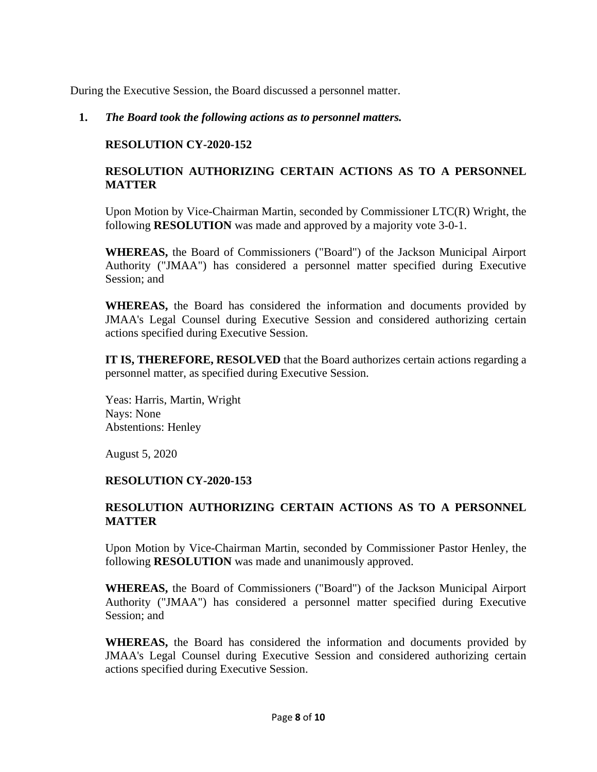During the Executive Session, the Board discussed a personnel matter.

1. ***The Board took the following actions as to personnel matters.***

   **RESOLUTION CY-2020-152**

   **RESOLUTION AUTHORIZING CERTAIN ACTIONS AS TO A PERSONNEL MATTER**

   Upon Motion by Vice-Chairman Martin, seconded by Commissioner LTC(R) Wright, the following **RESOLUTION** was made and approved by a majority vote 3-0-1.

   **WHEREAS,** the Board of Commissioners ("Board") of the Jackson Municipal Airport Authority ("JMAA") has considered a personnel matter specified during Executive Session; and

   **WHEREAS,** the Board has considered the information and documents provided by JMAA's Legal Counsel during Executive Session and considered authorizing certain actions specified during Executive Session.

   **IT IS, THEREFORE, RESOLVED** that the Board authorizes certain actions regarding a personnel matter, as specified during Executive Session.

   Yeas: Harris, Martin, Wright
   Nays: None
   Abstentions: Henley

   August 5, 2020

   **RESOLUTION CY-2020-153**

   **RESOLUTION AUTHORIZING CERTAIN ACTIONS AS TO A PERSONNEL MATTER**

   Upon Motion by Vice-Chairman Martin, seconded by Commissioner Pastor Henley, the following **RESOLUTION** was made and unanimously approved.

   **WHEREAS,** the Board of Commissioners ("Board") of the Jackson Municipal Airport Authority ("JMAA") has considered a personnel matter specified during Executive Session; and

   **WHEREAS,** the Board has considered the information and documents provided by JMAA's Legal Counsel during Executive Session and considered authorizing certain actions specified during Executive Session.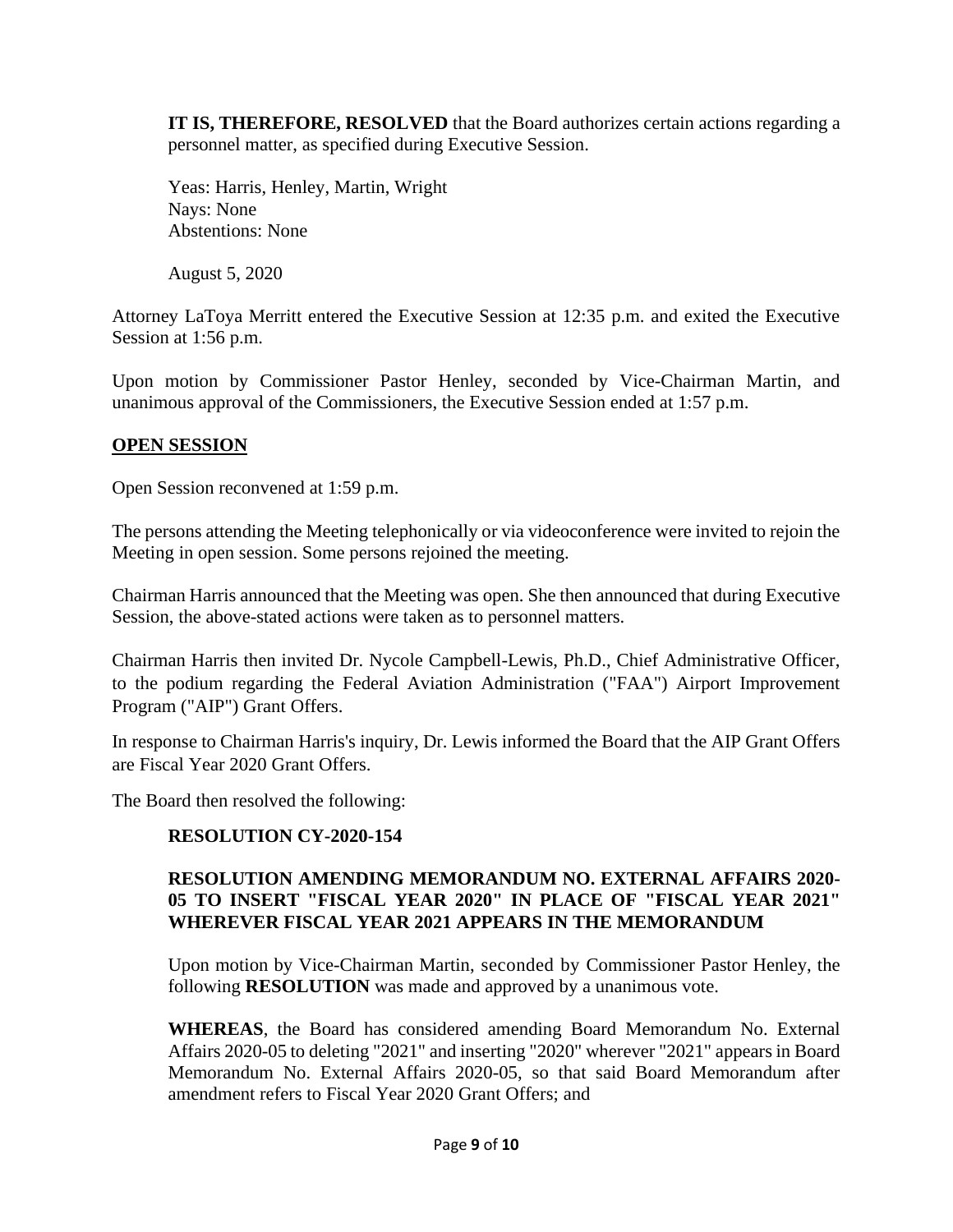**IT IS, THEREFORE, RESOLVED** that the Board authorizes certain actions regarding a personnel matter, as specified during Executive Session.

Yeas: Harris, Henley, Martin, Wright
Nays: None
Abstentions: None

August 5, 2020

Attorney LaToya Merritt entered the Executive Session at 12:35 p.m. and exited the Executive Session at 1:56 p.m.

Upon motion by Commissioner Pastor Henley, seconded by Vice-Chairman Martin, and unanimous approval of the Commissioners, the Executive Session ended at 1:57 p.m.

## **OPEN SESSION**

Open Session reconvened at 1:59 p.m.

The persons attending the Meeting telephonically or via videoconference were invited to rejoin the Meeting in open session. Some persons rejoined the meeting.

Chairman Harris announced that the Meeting was open. She then announced that during Executive Session, the above-stated actions were taken as to personnel matters.

Chairman Harris then invited Dr. Nycole Campbell-Lewis, Ph.D., Chief Administrative Officer, to the podium regarding the Federal Aviation Administration ("FAA") Airport Improvement Program ("AIP") Grant Offers.

In response to Chairman Harris's inquiry, Dr. Lewis informed the Board that the AIP Grant Offers are Fiscal Year 2020 Grant Offers.

The Board then resolved the following:

**RESOLUTION CY-2020-154**

**RESOLUTION AMENDING MEMORANDUM NO. EXTERNAL AFFAIRS 2020-05 TO INSERT "FISCAL YEAR 2020" IN PLACE OF "FISCAL YEAR 2021" WHEREVER FISCAL YEAR 2021 APPEARS IN THE MEMORANDUM**

Upon motion by Vice-Chairman Martin, seconded by Commissioner Pastor Henley, the following **RESOLUTION** was made and approved by a unanimous vote.

**WHEREAS**, the Board has considered amending Board Memorandum No. External Affairs 2020-05 to deleting "2021" and inserting "2020" wherever "2021" appears in Board Memorandum No. External Affairs 2020-05, so that said Board Memorandum after amendment refers to Fiscal Year 2020 Grant Offers; and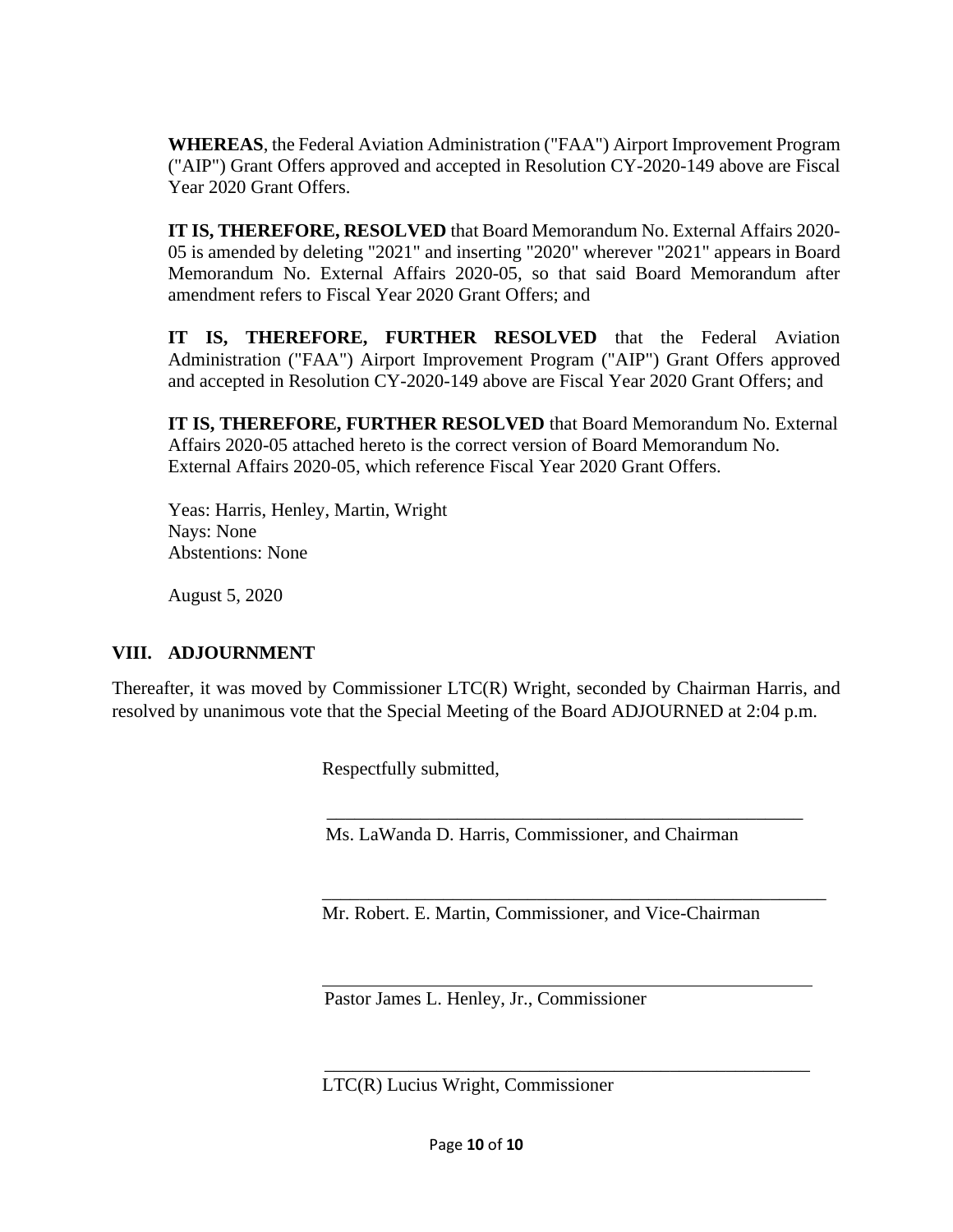**WHEREAS**, the Federal Aviation Administration ("FAA") Airport Improvement Program ("AIP") Grant Offers approved and accepted in Resolution CY-2020-149 above are Fiscal Year 2020 Grant Offers.

**IT IS, THEREFORE, RESOLVED** that Board Memorandum No. External Affairs 2020-05 is amended by deleting "2021" and inserting "2020" wherever "2021" appears in Board Memorandum No. External Affairs 2020-05, so that said Board Memorandum after amendment refers to Fiscal Year 2020 Grant Offers; and

**IT IS, THEREFORE, FURTHER RESOLVED** that the Federal Aviation Administration ("FAA") Airport Improvement Program ("AIP") Grant Offers approved and accepted in Resolution CY-2020-149 above are Fiscal Year 2020 Grant Offers; and

**IT IS, THEREFORE, FURTHER RESOLVED** that Board Memorandum No. External Affairs 2020-05 attached hereto is the correct version of Board Memorandum No. External Affairs 2020-05, which reference Fiscal Year 2020 Grant Offers.

Yeas: Harris, Henley, Martin, Wright
Nays: None
Abstentions: None

August 5, 2020

## VIII. ADJOURNMENT

Thereafter, it was moved by Commissioner LTC(R) Wright, seconded by Chairman Harris, and resolved by unanimous vote that the Special Meeting of the Board ADJOURNED at 2:04 p.m.

Respectfully submitted,

_____________________________________________________

Ms. LaWanda D. Harris, Commissioner, and Chairman

_____________________________________________________

Mr. Robert. E. Martin, Commissioner, and Vice-Chairman

_____________________________________________________

Pastor James L. Henley, Jr., Commissioner

_____________________________________________________

LTC(R) Lucius Wright, Commissioner